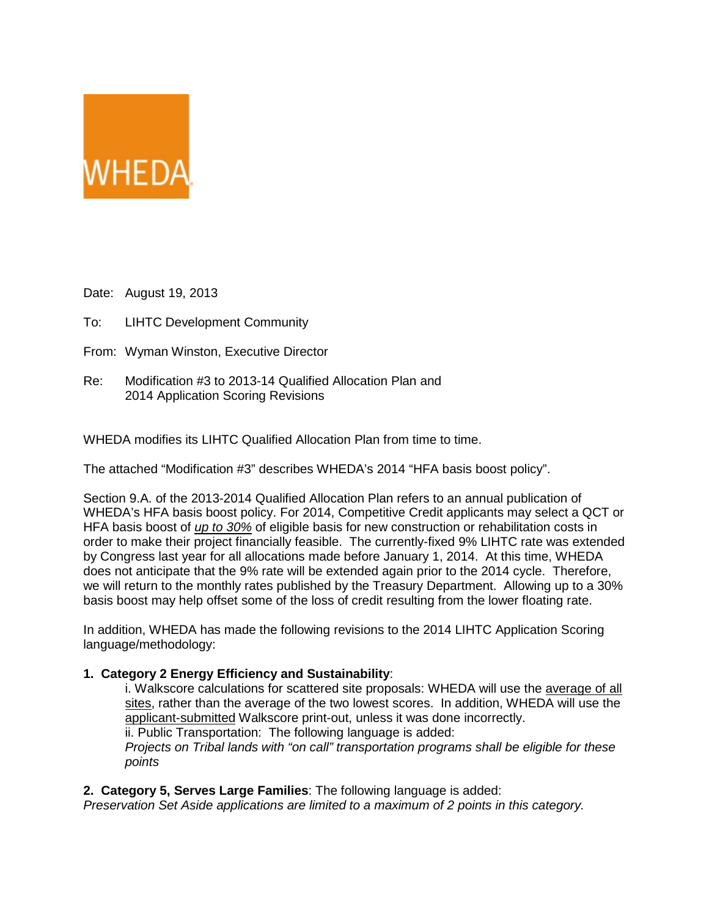WHEDA

Date: August 19, 2013

To: LIHTC Development Community

From: Wyman Winston, Executive Director

Re: Modification #3 to 2013-14 Qualified Allocation Plan and 2014 Application Scoring Revisions

WHEDA modifies its LIHTC Qualified Allocation Plan from time to time.

The attached "Modification #3" describes WHEDA's 2014 "HFA basis boost policy".

Section 9.A. of the 2013-2014 Qualified Allocation Plan refers to an annual publication of WHEDA's HFA basis boost policy. For 2014, Competitive Credit applicants may select a QCT or HFA basis boost of *up to 30%* of eligible basis for new construction or rehabilitation costs in order to make their project financially feasible. The currently-fixed 9% LIHTC rate was extended by Congress last year for all allocations made before January 1, 2014. At this time, WHEDA does not anticipate that the 9% rate will be extended again prior to the 2014 cycle. Therefore, we will return to the monthly rates published by the Treasury Department. Allowing up to a 30% basis boost may help offset some of the loss of credit resulting from the lower floating rate.

In addition, WHEDA has made the following revisions to the 2014 LIHTC Application Scoring language/methodology:

**1. Category 2 Energy Efficiency and Sustainability**:

i. Walkscore calculations for scattered site proposals: WHEDA will use the average of all sites, rather than the average of the two lowest scores. In addition, WHEDA will use the applicant-submitted Walkscore print-out, unless it was done incorrectly.
ii. Public Transportation: The following language is added:
*Projects on Tribal lands with "on call" transportation programs shall be eligible for these points*

**2. Category 5, Serves Large Families**: The following language is added:
*Preservation Set Aside applications are limited to a maximum of 2 points in this category.*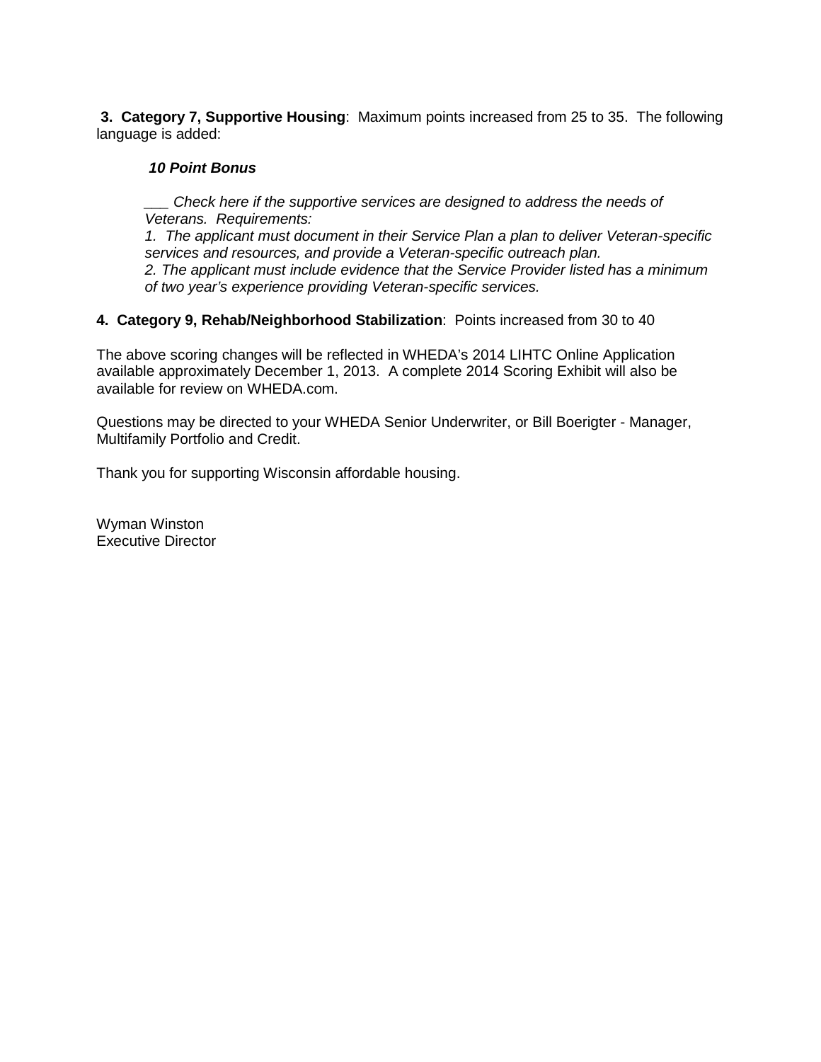**3. Category 7, Supportive Housing**: Maximum points increased from 25 to 35. The following language is added:

> ***10 Point Bonus***
>
> *___ Check here if the supportive services are designed to address the needs of Veterans. Requirements:*
> *1. The applicant must document in their Service Plan a plan to deliver Veteran-specific services and resources, and provide a Veteran-specific outreach plan.*
> *2. The applicant must include evidence that the Service Provider listed has a minimum of two year's experience providing Veteran-specific services.*

**4. Category 9, Rehab/Neighborhood Stabilization**: Points increased from 30 to 40

The above scoring changes will be reflected in WHEDA's 2014 LIHTC Online Application available approximately December 1, 2013. A complete 2014 Scoring Exhibit will also be available for review on WHEDA.com.

Questions may be directed to your WHEDA Senior Underwriter, or Bill Boerigter - Manager, Multifamily Portfolio and Credit.

Thank you for supporting Wisconsin affordable housing.

Wyman Winston
Executive Director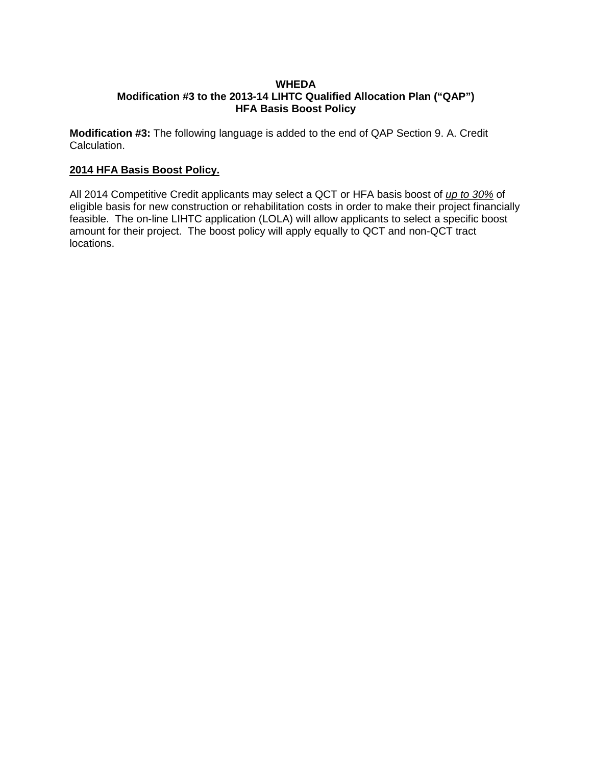**WHEDA**
**Modification #3 to the 2013-14 LIHTC Qualified Allocation Plan ("QAP")**
**HFA Basis Boost Policy**

**Modification #3:** The following language is added to the end of QAP Section 9. A. Credit Calculation.

**2014 HFA Basis Boost Policy.**

All 2014 Competitive Credit applicants may select a QCT or HFA basis boost of *up to 30%* of eligible basis for new construction or rehabilitation costs in order to make their project financially feasible. The on-line LIHTC application (LOLA) will allow applicants to select a specific boost amount for their project. The boost policy will apply equally to QCT and non-QCT tract locations.